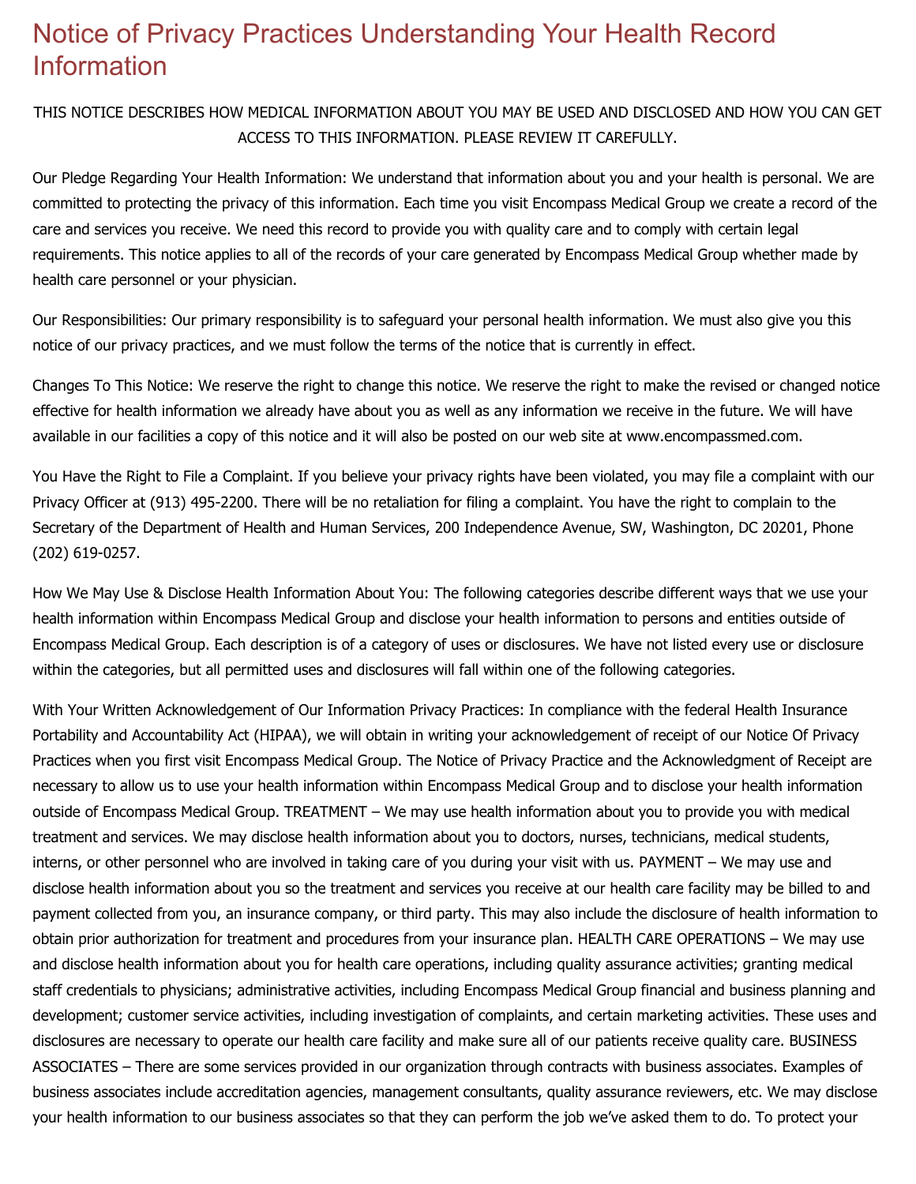# Notice of Privacy Practices Understanding Your Health Record Information

THIS NOTICE DESCRIBES HOW MEDICAL INFORMATION ABOUT YOU MAY BE USED AND DISCLOSED AND HOW YOU CAN GET ACCESS TO THIS INFORMATION. PLEASE REVIEW IT CAREFULLY.

Our Pledge Regarding Your Health Information: We understand that information about you and your health is personal. We are committed to protecting the privacy of this information. Each time you visit Encompass Medical Group we create a record of the care and services you receive. We need this record to provide you with quality care and to comply with certain legal requirements. This notice applies to all of the records of your care generated by Encompass Medical Group whether made by health care personnel or your physician.

Our Responsibilities: Our primary responsibility is to safeguard your personal health information. We must also give you this notice of our privacy practices, and we must follow the terms of the notice that is currently in effect.

Changes To This Notice: We reserve the right to change this notice. We reserve the right to make the revised or changed notice effective for health information we already have about you as well as any information we receive in the future. We will have available in our facilities a copy of this notice and it will also be posted on our web site at www.encompassmed.com.

You Have the Right to File a Complaint. If you believe your privacy rights have been violated, you may file a complaint with our Privacy Officer at (913) 495-2200. There will be no retaliation for filing a complaint. You have the right to complain to the Secretary of the Department of Health and Human Services, 200 Independence Avenue, SW, Washington, DC 20201, Phone (202) 619-0257.

How We May Use & Disclose Health Information About You: The following categories describe different ways that we use your health information within Encompass Medical Group and disclose your health information to persons and entities outside of Encompass Medical Group. Each description is of a category of uses or disclosures. We have not listed every use or disclosure within the categories, but all permitted uses and disclosures will fall within one of the following categories.

With Your Written Acknowledgement of Our Information Privacy Practices: In compliance with the federal Health Insurance Portability and Accountability Act (HIPAA), we will obtain in writing your acknowledgement of receipt of our Notice Of Privacy Practices when you first visit Encompass Medical Group. The Notice of Privacy Practice and the Acknowledgment of Receipt are necessary to allow us to use your health information within Encompass Medical Group and to disclose your health information outside of Encompass Medical Group. TREATMENT – We may use health information about you to provide you with medical treatment and services. We may disclose health information about you to doctors, nurses, technicians, medical students, interns, or other personnel who are involved in taking care of you during your visit with us. PAYMENT – We may use and disclose health information about you so the treatment and services you receive at our health care facility may be billed to and payment collected from you, an insurance company, or third party. This may also include the disclosure of health information to obtain prior authorization for treatment and procedures from your insurance plan. HEALTH CARE OPERATIONS – We may use and disclose health information about you for health care operations, including quality assurance activities; granting medical staff credentials to physicians; administrative activities, including Encompass Medical Group financial and business planning and development; customer service activities, including investigation of complaints, and certain marketing activities. These uses and disclosures are necessary to operate our health care facility and make sure all of our patients receive quality care. BUSINESS ASSOCIATES – There are some services provided in our organization through contracts with business associates. Examples of business associates include accreditation agencies, management consultants, quality assurance reviewers, etc. We may disclose your health information to our business associates so that they can perform the job we've asked them to do. To protect your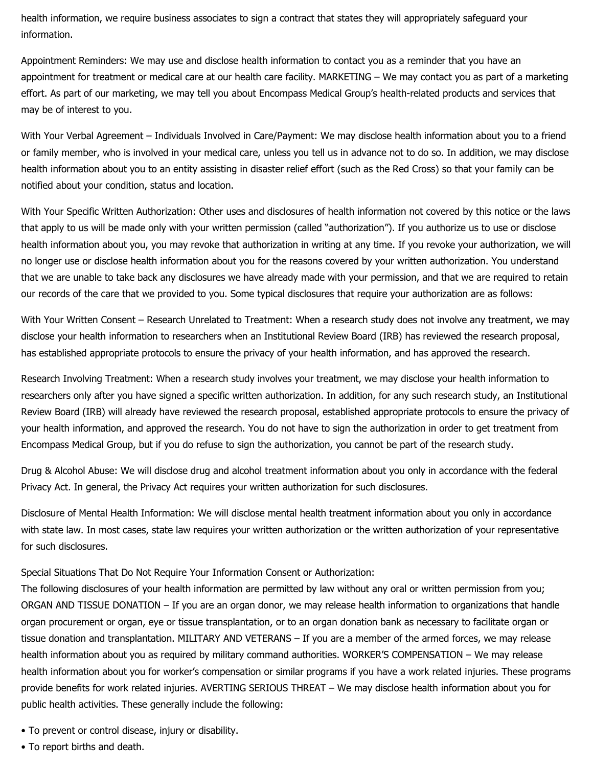health information, we require business associates to sign a contract that states they will appropriately safeguard your information.

Appointment Reminders: We may use and disclose health information to contact you as a reminder that you have an appointment for treatment or medical care at our health care facility. MARKETING – We may contact you as part of a marketing effort. As part of our marketing, we may tell you about Encompass Medical Group's health-related products and services that may be of interest to you.

With Your Verbal Agreement – Individuals Involved in Care/Payment: We may disclose health information about you to a friend or family member, who is involved in your medical care, unless you tell us in advance not to do so. In addition, we may disclose health information about you to an entity assisting in disaster relief effort (such as the Red Cross) so that your family can be notified about your condition, status and location.

With Your Specific Written Authorization: Other uses and disclosures of health information not covered by this notice or the laws that apply to us will be made only with your written permission (called "authorization"). If you authorize us to use or disclose health information about you, you may revoke that authorization in writing at any time. If you revoke your authorization, we will no longer use or disclose health information about you for the reasons covered by your written authorization. You understand that we are unable to take back any disclosures we have already made with your permission, and that we are required to retain our records of the care that we provided to you. Some typical disclosures that require your authorization are as follows:

With Your Written Consent – Research Unrelated to Treatment: When a research study does not involve any treatment, we may disclose your health information to researchers when an Institutional Review Board (IRB) has reviewed the research proposal, has established appropriate protocols to ensure the privacy of your health information, and has approved the research.

Research Involving Treatment: When a research study involves your treatment, we may disclose your health information to researchers only after you have signed a specific written authorization. In addition, for any such research study, an Institutional Review Board (IRB) will already have reviewed the research proposal, established appropriate protocols to ensure the privacy of your health information, and approved the research. You do not have to sign the authorization in order to get treatment from Encompass Medical Group, but if you do refuse to sign the authorization, you cannot be part of the research study.

Drug & Alcohol Abuse: We will disclose drug and alcohol treatment information about you only in accordance with the federal Privacy Act. In general, the Privacy Act requires your written authorization for such disclosures.

Disclosure of Mental Health Information: We will disclose mental health treatment information about you only in accordance with state law. In most cases, state law requires your written authorization or the written authorization of your representative for such disclosures.

Special Situations That Do Not Require Your Information Consent or Authorization:
The following disclosures of your health information are permitted by law without any oral or written permission from you; ORGAN AND TISSUE DONATION – If you are an organ donor, we may release health information to organizations that handle organ procurement or organ, eye or tissue transplantation, or to an organ donation bank as necessary to facilitate organ or tissue donation and transplantation. MILITARY AND VETERANS – If you are a member of the armed forces, we may release health information about you as required by military command authorities. WORKER'S COMPENSATION – We may release health information about you for worker's compensation or similar programs if you have a work related injuries. These programs provide benefits for work related injuries. AVERTING SERIOUS THREAT – We may disclose health information about you for public health activities. These generally include the following:

- To prevent or control disease, injury or disability.
- To report births and death.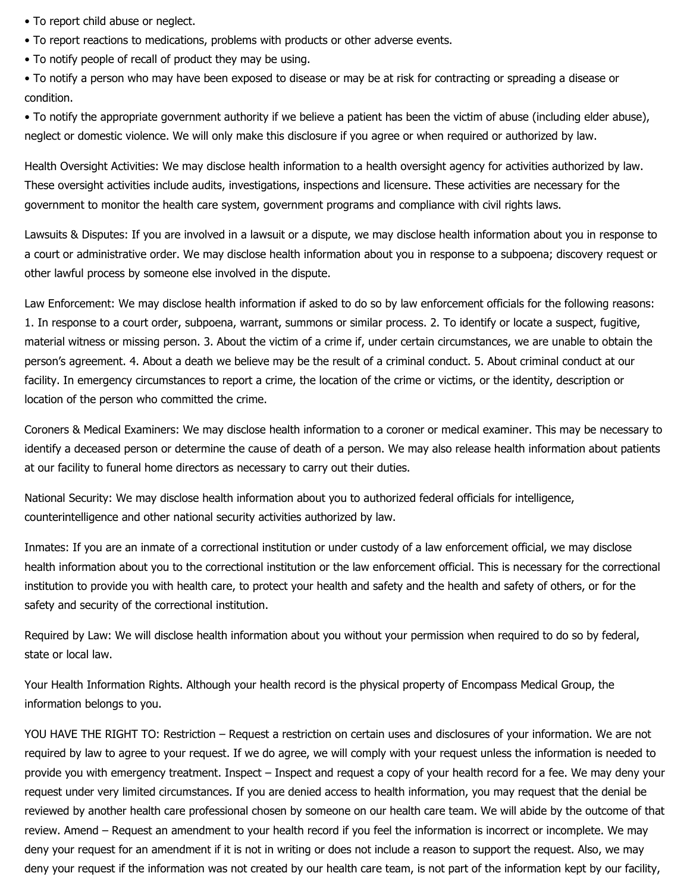- To report child abuse or neglect.
- To report reactions to medications, problems with products or other adverse events.
- To notify people of recall of product they may be using.
- To notify a person who may have been exposed to disease or may be at risk for contracting or spreading a disease or condition.
- To notify the appropriate government authority if we believe a patient has been the victim of abuse (including elder abuse), neglect or domestic violence. We will only make this disclosure if you agree or when required or authorized by law.

Health Oversight Activities: We may disclose health information to a health oversight agency for activities authorized by law. These oversight activities include audits, investigations, inspections and licensure. These activities are necessary for the government to monitor the health care system, government programs and compliance with civil rights laws.

Lawsuits & Disputes: If you are involved in a lawsuit or a dispute, we may disclose health information about you in response to a court or administrative order. We may disclose health information about you in response to a subpoena; discovery request or other lawful process by someone else involved in the dispute.

Law Enforcement: We may disclose health information if asked to do so by law enforcement officials for the following reasons: 1. In response to a court order, subpoena, warrant, summons or similar process. 2. To identify or locate a suspect, fugitive, material witness or missing person. 3. About the victim of a crime if, under certain circumstances, we are unable to obtain the person's agreement. 4. About a death we believe may be the result of a criminal conduct. 5. About criminal conduct at our facility. In emergency circumstances to report a crime, the location of the crime or victims, or the identity, description or location of the person who committed the crime.

Coroners & Medical Examiners: We may disclose health information to a coroner or medical examiner. This may be necessary to identify a deceased person or determine the cause of death of a person. We may also release health information about patients at our facility to funeral home directors as necessary to carry out their duties.

National Security: We may disclose health information about you to authorized federal officials for intelligence, counterintelligence and other national security activities authorized by law.

Inmates: If you are an inmate of a correctional institution or under custody of a law enforcement official, we may disclose health information about you to the correctional institution or the law enforcement official. This is necessary for the correctional institution to provide you with health care, to protect your health and safety and the health and safety of others, or for the safety and security of the correctional institution.

Required by Law: We will disclose health information about you without your permission when required to do so by federal, state or local law.

Your Health Information Rights. Although your health record is the physical property of Encompass Medical Group, the information belongs to you.

YOU HAVE THE RIGHT TO: Restriction – Request a restriction on certain uses and disclosures of your information. We are not required by law to agree to your request. If we do agree, we will comply with your request unless the information is needed to provide you with emergency treatment. Inspect – Inspect and request a copy of your health record for a fee. We may deny your request under very limited circumstances. If you are denied access to health information, you may request that the denial be reviewed by another health care professional chosen by someone on our health care team. We will abide by the outcome of that review. Amend – Request an amendment to your health record if you feel the information is incorrect or incomplete. We may deny your request for an amendment if it is not in writing or does not include a reason to support the request. Also, we may deny your request if the information was not created by our health care team, is not part of the information kept by our facility,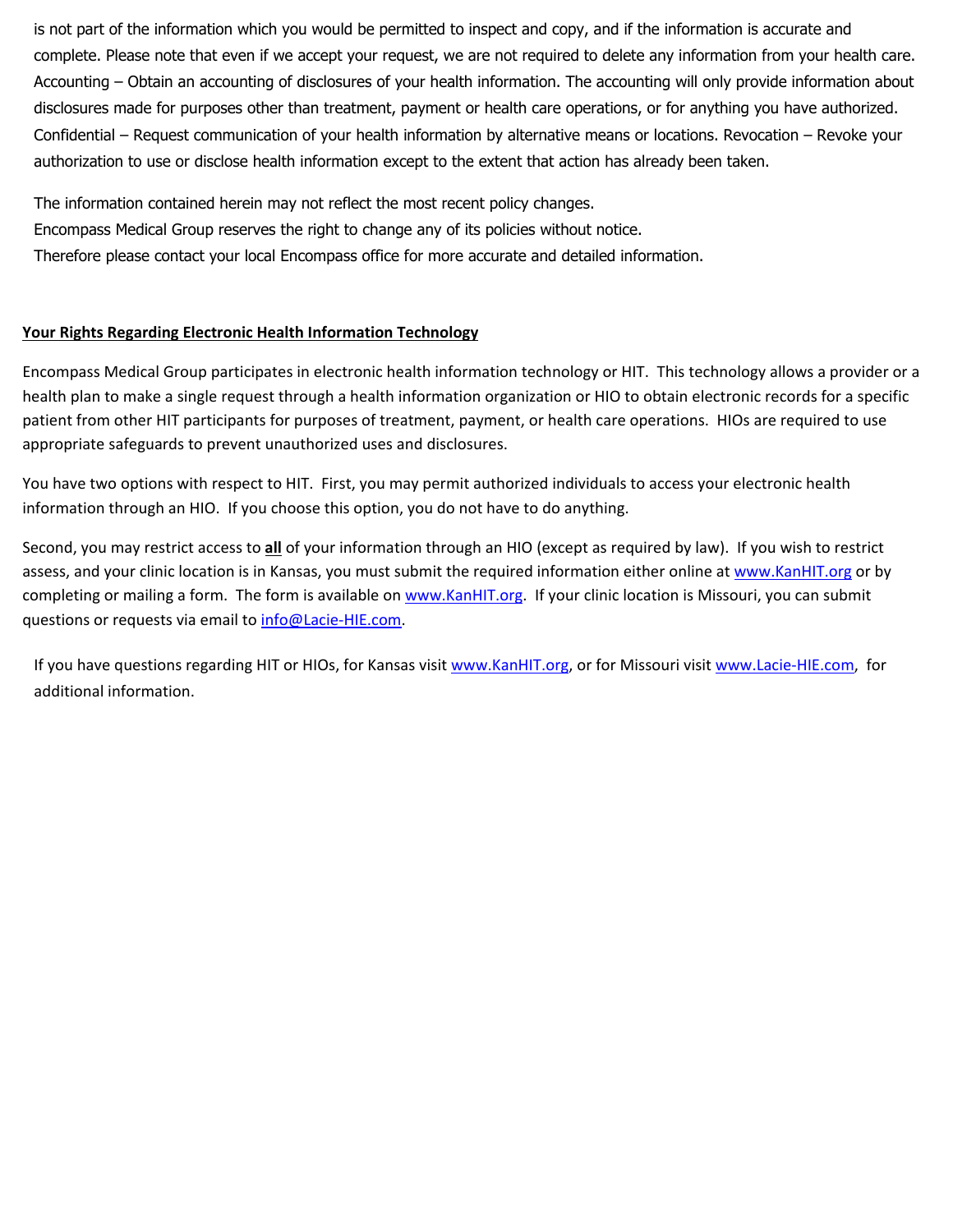is not part of the information which you would be permitted to inspect and copy, and if the information is accurate and complete. Please note that even if we accept your request, we are not required to delete any information from your health care. Accounting – Obtain an accounting of disclosures of your health information. The accounting will only provide information about disclosures made for purposes other than treatment, payment or health care operations, or for anything you have authorized. Confidential – Request communication of your health information by alternative means or locations. Revocation – Revoke your authorization to use or disclose health information except to the extent that action has already been taken.

The information contained herein may not reflect the most recent policy changes.
Encompass Medical Group reserves the right to change any of its policies without notice.
Therefore please contact your local Encompass office for more accurate and detailed information.

**Your Rights Regarding Electronic Health Information Technology**

Encompass Medical Group participates in electronic health information technology or HIT. This technology allows a provider or a health plan to make a single request through a health information organization or HIO to obtain electronic records for a specific patient from other HIT participants for purposes of treatment, payment, or health care operations. HIOs are required to use appropriate safeguards to prevent unauthorized uses and disclosures.

You have two options with respect to HIT. First, you may permit authorized individuals to access your electronic health information through an HIO. If you choose this option, you do not have to do anything.

Second, you may restrict access to **all** of your information through an HIO (except as required by law). If you wish to restrict assess, and your clinic location is in Kansas, you must submit the required information either online at www.KanHIT.org or by completing or mailing a form. The form is available on www.KanHIT.org. If your clinic location is Missouri, you can submit questions or requests via email to info@Lacie-HIE.com.

If you have questions regarding HIT or HIOs, for Kansas visit www.KanHIT.org, or for Missouri visit www.Lacie-HIE.com, for additional information.